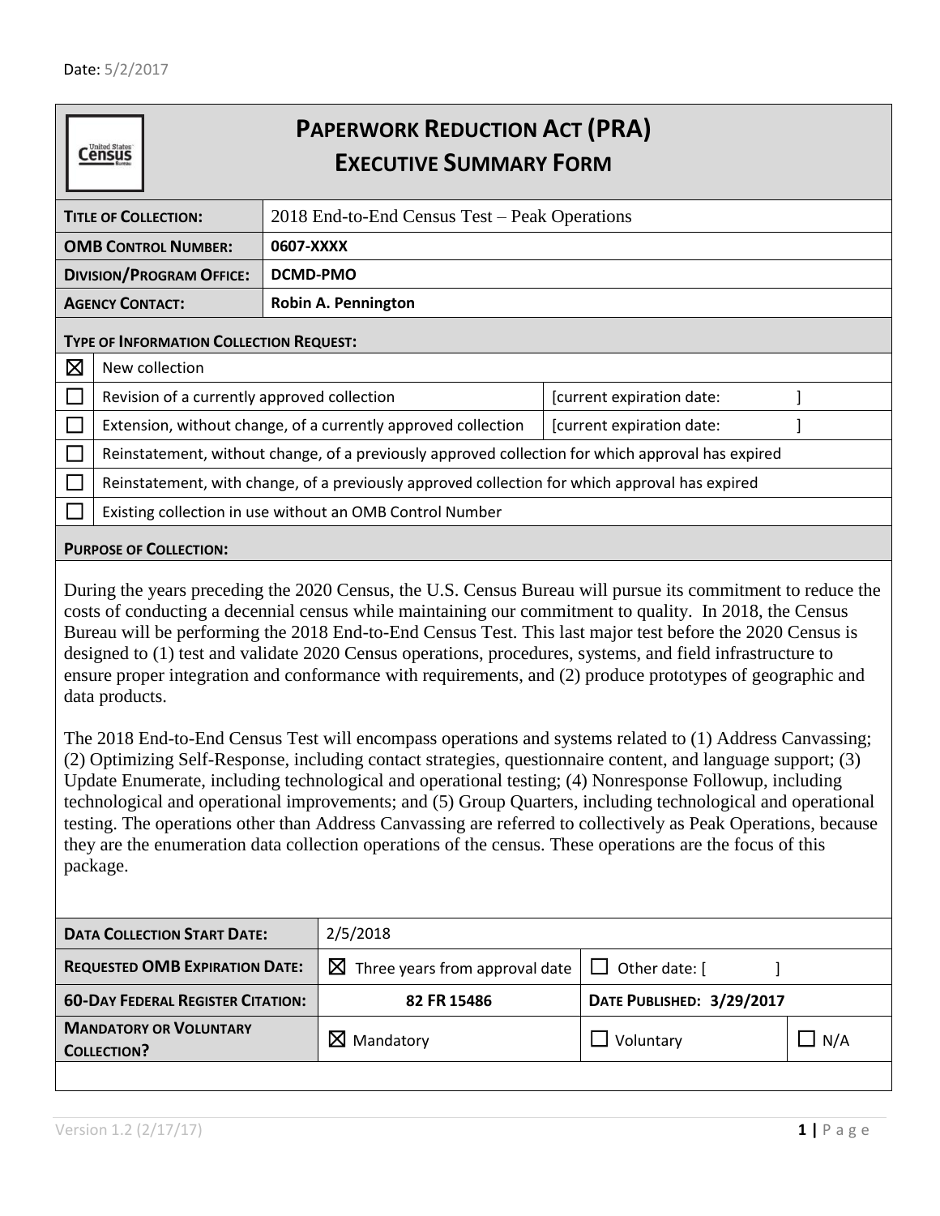Date: 5/2/2017

# PAPERWORK REDUCTION ACT (PRA) EXECUTIVE SUMMARY FORM

| | |
|---|---|
| **TITLE OF COLLECTION:** | 2018 End-to-End Census Test – Peak Operations |
| **OMB CONTROL NUMBER:** | **0607-XXXX** |
| **DIVISION/PROGRAM OFFICE:** | **DCMD-PMO** |
| **AGENCY CONTACT:** | **Robin A. Pennington** |

**TYPE OF INFORMATION COLLECTION REQUEST:**

| | | |
|---|---|---|
| ☒ | New collection | |
| ☐ | Revision of a currently approved collection | [current expiration date: ] |
| ☐ | Extension, without change, of a currently approved collection | [current expiration date: ] |
| ☐ | Reinstatement, without change, of a previously approved collection for which approval has expired | |
| ☐ | Reinstatement, with change, of a previously approved collection for which approval has expired | |
| ☐ | Existing collection in use without an OMB Control Number | |

**PURPOSE OF COLLECTION:**

During the years preceding the 2020 Census, the U.S. Census Bureau will pursue its commitment to reduce the costs of conducting a decennial census while maintaining our commitment to quality. In 2018, the Census Bureau will be performing the 2018 End-to-End Census Test. This last major test before the 2020 Census is designed to (1) test and validate 2020 Census operations, procedures, systems, and field infrastructure to ensure proper integration and conformance with requirements, and (2) produce prototypes of geographic and data products.

The 2018 End-to-End Census Test will encompass operations and systems related to (1) Address Canvassing; (2) Optimizing Self-Response, including contact strategies, questionnaire content, and language support; (3) Update Enumerate, including technological and operational testing; (4) Nonresponse Followup, including technological and operational improvements; and (5) Group Quarters, including technological and operational testing. The operations other than Address Canvassing are referred to collectively as Peak Operations, because they are the enumeration data collection operations of the census. These operations are the focus of this package.

| | | | |
|---|---|---|---|
| **DATA COLLECTION START DATE:** | 2/5/2018 | | |
| **REQUESTED OMB EXPIRATION DATE:** | ☒ Three years from approval date | ☐ Other date: [ ] | |
| **60-DAY FEDERAL REGISTER CITATION:** | **82 FR 15486** | **DATE PUBLISHED: 3/29/2017** | |
| **MANDATORY OR VOLUNTARY COLLECTION?** | ☒ Mandatory | ☐ Voluntary | ☐ N/A |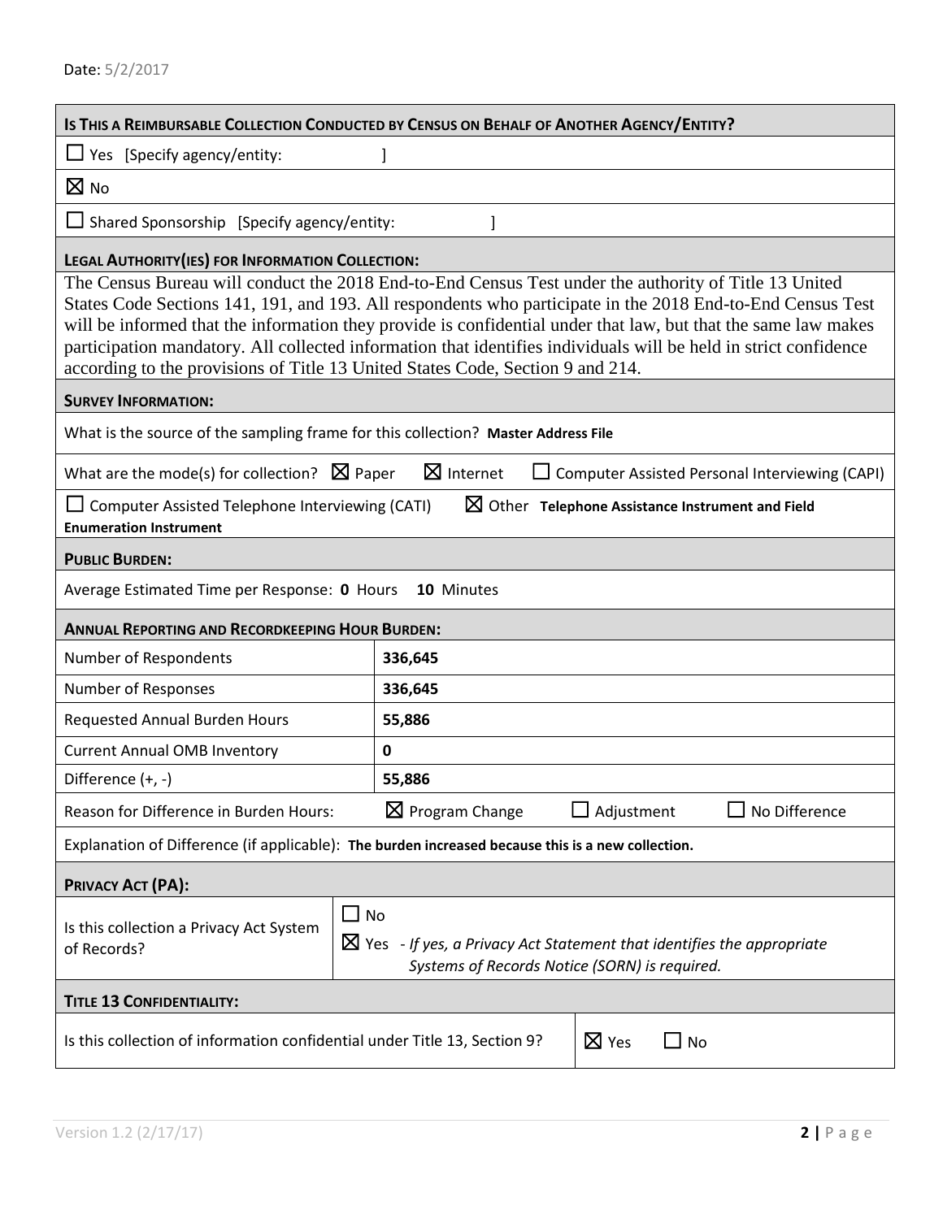Date: 5/2/2017

**IS THIS A REIMBURSABLE COLLECTION CONDUCTED BY CENSUS ON BEHALF OF ANOTHER AGENCY/ENTITY?**

☐ Yes [Specify agency/entity: ]

☒ No

☐ Shared Sponsorship [Specify agency/entity: ]

**LEGAL AUTHORITY(IES) FOR INFORMATION COLLECTION:**

The Census Bureau will conduct the 2018 End-to-End Census Test under the authority of Title 13 United States Code Sections 141, 191, and 193. All respondents who participate in the 2018 End-to-End Census Test will be informed that the information they provide is confidential under that law, but that the same law makes participation mandatory. All collected information that identifies individuals will be held in strict confidence according to the provisions of Title 13 United States Code, Section 9 and 214.

**SURVEY INFORMATION:**

What is the source of the sampling frame for this collection? **Master Address File**

What are the mode(s) for collection? ☒ Paper ☒ Internet ☐ Computer Assisted Personal Interviewing (CAPI)

☐ Computer Assisted Telephone Interviewing (CATI) ☒ Other **Telephone Assistance Instrument and Field Enumeration Instrument**

**PUBLIC BURDEN:**

Average Estimated Time per Response: **0** Hours **10** Minutes

**ANNUAL REPORTING AND RECORDKEEPING HOUR BURDEN:**

| | |
|---|---|
| Number of Respondents | **336,645** |
| Number of Responses | **336,645** |
| Requested Annual Burden Hours | **55,886** |
| Current Annual OMB Inventory | **0** |
| Difference (+, -) | **55,886** |

Reason for Difference in Burden Hours: ☒ Program Change ☐ Adjustment ☐ No Difference

Explanation of Difference (if applicable): **The burden increased because this is a new collection.**

**PRIVACY ACT (PA):**

Is this collection a Privacy Act System of Records?

☐ No

☒ Yes - *If yes, a Privacy Act Statement that identifies the appropriate Systems of Records Notice (SORN) is required.*

**TITLE 13 CONFIDENTIALITY:**

Is this collection of information confidential under Title 13, Section 9? ☒ Yes ☐ No

Version 1.2 (2/17/17)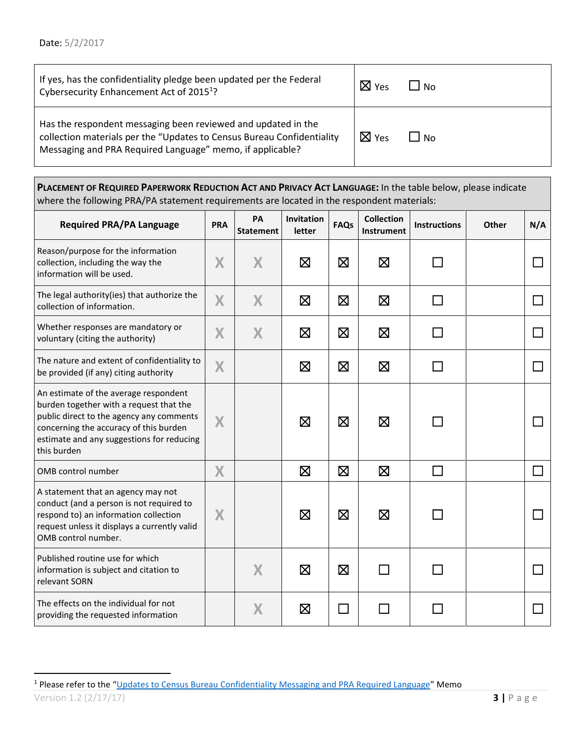Date: 5/2/2017

| | |
|---|---|
| If yes, has the confidentiality pledge been updated per the Federal Cybersecurity Enhancement Act of 2015[1]? | ☒ Yes ☐ No |
| Has the respondent messaging been reviewed and updated in the collection materials per the "Updates to Census Bureau Confidentiality Messaging and PRA Required Language" memo, if applicable? | ☒ Yes ☐ No |

**PLACEMENT OF REQUIRED PAPERWORK REDUCTION ACT AND PRIVACY ACT LANGUAGE:** In the table below, please indicate where the following PRA/PA statement requirements are located in the respondent materials:

| Required PRA/PA Language | PRA | PA Statement | Invitation letter | FAQs | Collection Instrument | Instructions | Other | N/A |
|---|---|---|---|---|---|---|---|---|
| Reason/purpose for the information collection, including the way the information will be used. | X | X | ☒ | ☒ | ☒ | ☐ | | ☐ |
| The legal authority(ies) that authorize the collection of information. | X | X | ☒ | ☒ | ☒ | ☐ | | ☐ |
| Whether responses are mandatory or voluntary (citing the authority) | X | X | ☒ | ☒ | ☒ | ☐ | | ☐ |
| The nature and extent of confidentiality to be provided (if any) citing authority | X | | ☒ | ☒ | ☒ | ☐ | | ☐ |
| An estimate of the average respondent burden together with a request that the public direct to the agency any comments concerning the accuracy of this burden estimate and any suggestions for reducing this burden | X | | ☒ | ☒ | ☒ | ☐ | | ☐ |
| OMB control number | X | | ☒ | ☒ | ☒ | ☐ | | ☐ |
| A statement that an agency may not conduct (and a person is not required to respond to) an information collection request unless it displays a currently valid OMB control number. | X | | ☒ | ☒ | ☒ | ☐ | | ☐ |
| Published routine use for which information is subject and citation to relevant SORN | | X | ☒ | ☒ | ☐ | ☐ | | ☐ |
| The effects on the individual for not providing the requested information | | X | ☒ | ☐ | ☐ | ☐ | | ☐ |

[1] Please refer to the "Updates to Census Bureau Confidentiality Messaging and PRA Required Language" Memo

Version 1.2 (2/17/17)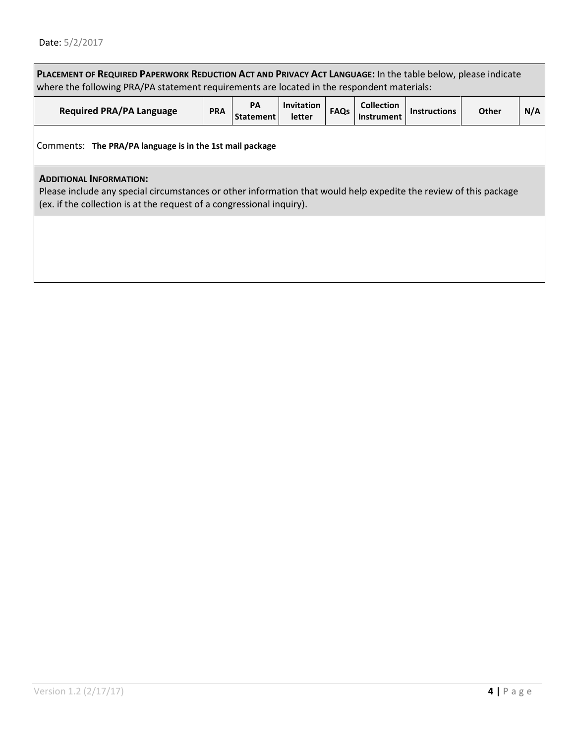Date: 5/2/2017

**PLACEMENT OF REQUIRED PAPERWORK REDUCTION ACT AND PRIVACY ACT LANGUAGE:** In the table below, please indicate where the following PRA/PA statement requirements are located in the respondent materials:

| Required PRA/PA Language | PRA | PA Statement | Invitation letter | FAQs | Collection Instrument | Instructions | Other | N/A |
|---|---|---|---|---|---|---|---|---|

Comments: **The PRA/PA language is in the 1st mail package**

**ADDITIONAL INFORMATION:**

Please include any special circumstances or other information that would help expedite the review of this package (ex. if the collection is at the request of a congressional inquiry).